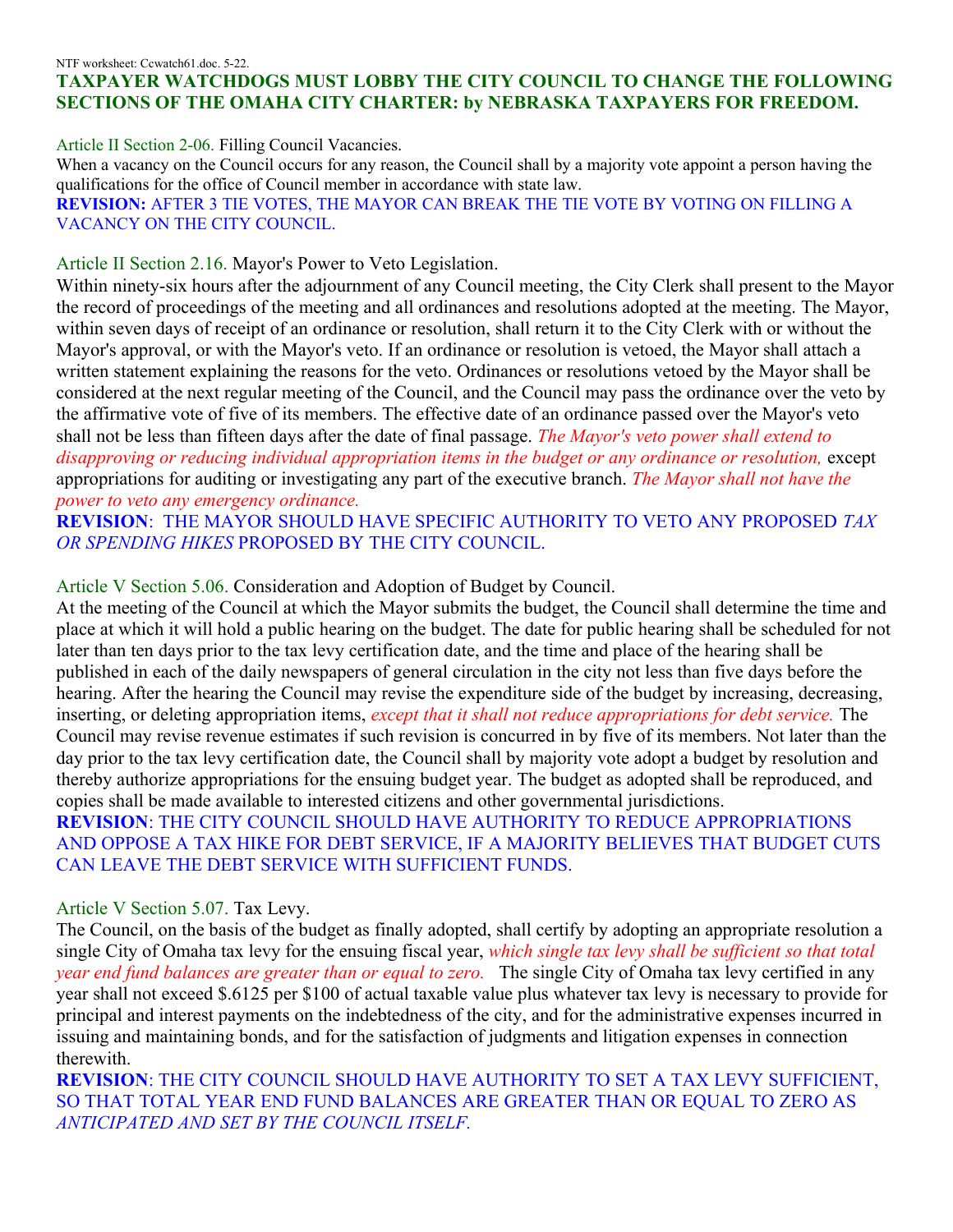NTF worksheet: Ccwatch61.doc. 5-22.

## TAXPAYER WATCHDOGS MUST LOBBY THE CITY COUNCIL TO CHANGE THE FOLLOWING SECTIONS OF THE OMAHA CITY CHARTER: by NEBRASKA TAXPAYERS FOR FREEDOM.

Article II Section 2-06. Filling Council Vacancies.
When a vacancy on the Council occurs for any reason, the Council shall by a majority vote appoint a person having the qualifications for the office of Council member in accordance with state law.
**REVISION:** AFTER 3 TIE VOTES, THE MAYOR CAN BREAK THE TIE VOTE BY VOTING ON FILLING A VACANCY ON THE CITY COUNCIL.

Article II Section 2.16. Mayor's Power to Veto Legislation.
Within ninety-six hours after the adjournment of any Council meeting, the City Clerk shall present to the Mayor the record of proceedings of the meeting and all ordinances and resolutions adopted at the meeting. The Mayor, within seven days of receipt of an ordinance or resolution, shall return it to the City Clerk with or without the Mayor's approval, or with the Mayor's veto. If an ordinance or resolution is vetoed, the Mayor shall attach a written statement explaining the reasons for the veto. Ordinances or resolutions vetoed by the Mayor shall be considered at the next regular meeting of the Council, and the Council may pass the ordinance over the veto by the affirmative vote of five of its members. The effective date of an ordinance passed over the Mayor's veto shall not be less than fifteen days after the date of final passage. *The Mayor's veto power shall extend to disapproving or reducing individual appropriation items in the budget or any ordinance or resolution,* except appropriations for auditing or investigating any part of the executive branch. *The Mayor shall not have the power to veto any emergency ordinance.*
**REVISION**: THE MAYOR SHOULD HAVE SPECIFIC AUTHORITY TO VETO ANY PROPOSED *TAX OR SPENDING HIKES* PROPOSED BY THE CITY COUNCIL.

Article V Section 5.06. Consideration and Adoption of Budget by Council.
At the meeting of the Council at which the Mayor submits the budget, the Council shall determine the time and place at which it will hold a public hearing on the budget. The date for public hearing shall be scheduled for not later than ten days prior to the tax levy certification date, and the time and place of the hearing shall be published in each of the daily newspapers of general circulation in the city not less than five days before the hearing. After the hearing the Council may revise the expenditure side of the budget by increasing, decreasing, inserting, or deleting appropriation items, *except that it shall not reduce appropriations for debt service.* The Council may revise revenue estimates if such revision is concurred in by five of its members. Not later than the day prior to the tax levy certification date, the Council shall by majority vote adopt a budget by resolution and thereby authorize appropriations for the ensuing budget year. The budget as adopted shall be reproduced, and copies shall be made available to interested citizens and other governmental jurisdictions.
**REVISION**: THE CITY COUNCIL SHOULD HAVE AUTHORITY TO REDUCE APPROPRIATIONS AND OPPOSE A TAX HIKE FOR DEBT SERVICE, IF A MAJORITY BELIEVES THAT BUDGET CUTS CAN LEAVE THE DEBT SERVICE WITH SUFFICIENT FUNDS.

Article V Section 5.07. Tax Levy.
The Council, on the basis of the budget as finally adopted, shall certify by adopting an appropriate resolution a single City of Omaha tax levy for the ensuing fiscal year, *which single tax levy shall be sufficient so that total year end fund balances are greater than or equal to zero.* The single City of Omaha tax levy certified in any year shall not exceed $.6125 per $100 of actual taxable value plus whatever tax levy is necessary to provide for principal and interest payments on the indebtedness of the city, and for the administrative expenses incurred in issuing and maintaining bonds, and for the satisfaction of judgments and litigation expenses in connection therewith.
**REVISION**: THE CITY COUNCIL SHOULD HAVE AUTHORITY TO SET A TAX LEVY SUFFICIENT, SO THAT TOTAL YEAR END FUND BALANCES ARE GREATER THAN OR EQUAL TO ZERO AS *ANTICIPATED AND SET BY THE COUNCIL ITSELF.*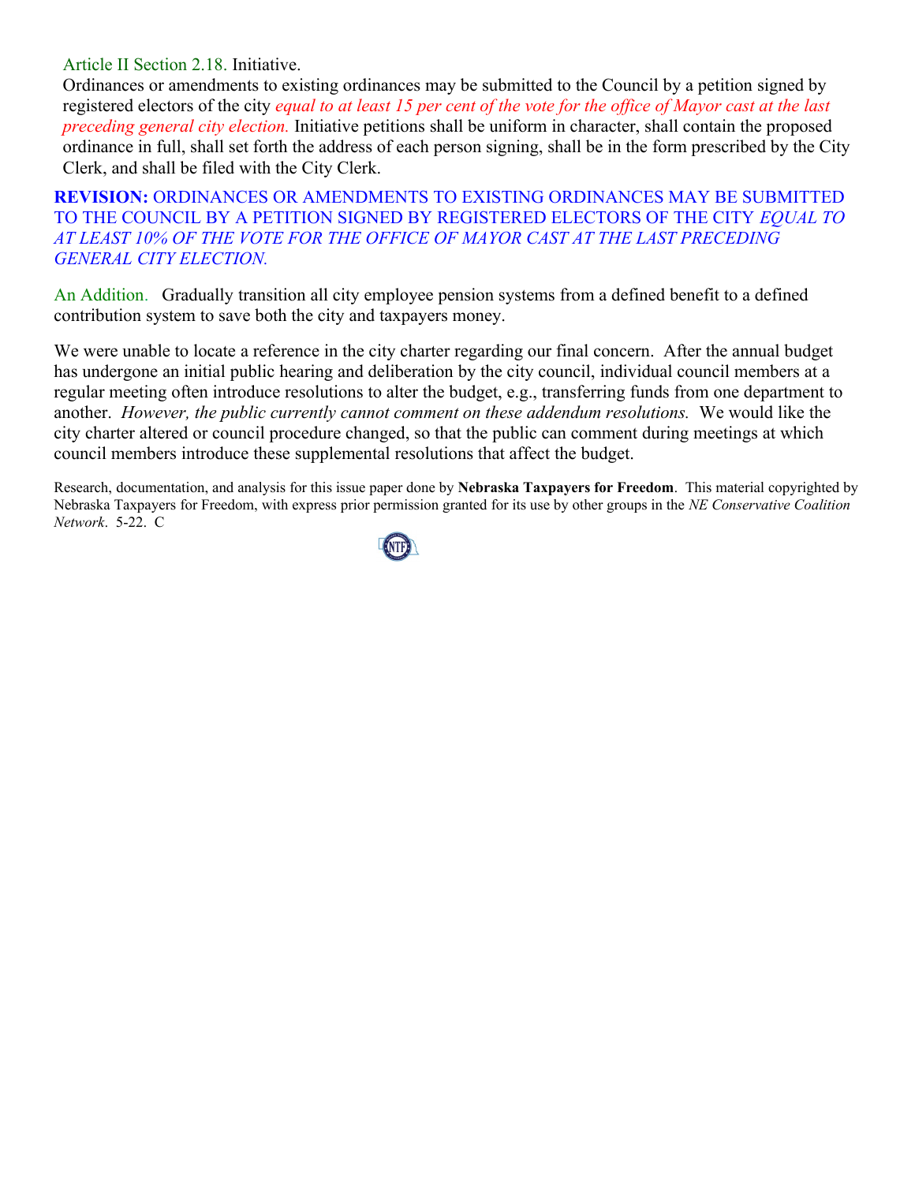Article II Section 2.18. Initiative.

Ordinances or amendments to existing ordinances may be submitted to the Council by a petition signed by registered electors of the city *equal to at least 15 per cent of the vote for the office of Mayor cast at the last preceding general city election.* Initiative petitions shall be uniform in character, shall contain the proposed ordinance in full, shall set forth the address of each person signing, shall be in the form prescribed by the City Clerk, and shall be filed with the City Clerk.

**REVISION:** ORDINANCES OR AMENDMENTS TO EXISTING ORDINANCES MAY BE SUBMITTED TO THE COUNCIL BY A PETITION SIGNED BY REGISTERED ELECTORS OF THE CITY *EQUAL TO AT LEAST 10% OF THE VOTE FOR THE OFFICE OF MAYOR CAST AT THE LAST PRECEDING GENERAL CITY ELECTION.*

An Addition. Gradually transition all city employee pension systems from a defined benefit to a defined contribution system to save both the city and taxpayers money.

We were unable to locate a reference in the city charter regarding our final concern. After the annual budget has undergone an initial public hearing and deliberation by the city council, individual council members at a regular meeting often introduce resolutions to alter the budget, e.g., transferring funds from one department to another. *However, the public currently cannot comment on these addendum resolutions.* We would like the city charter altered or council procedure changed, so that the public can comment during meetings at which council members introduce these supplemental resolutions that affect the budget.

Research, documentation, and analysis for this issue paper done by **Nebraska Taxpayers for Freedom**. This material copyrighted by Nebraska Taxpayers for Freedom, with express prior permission granted for its use by other groups in the *NE Conservative Coalition Network*. 5-22. C